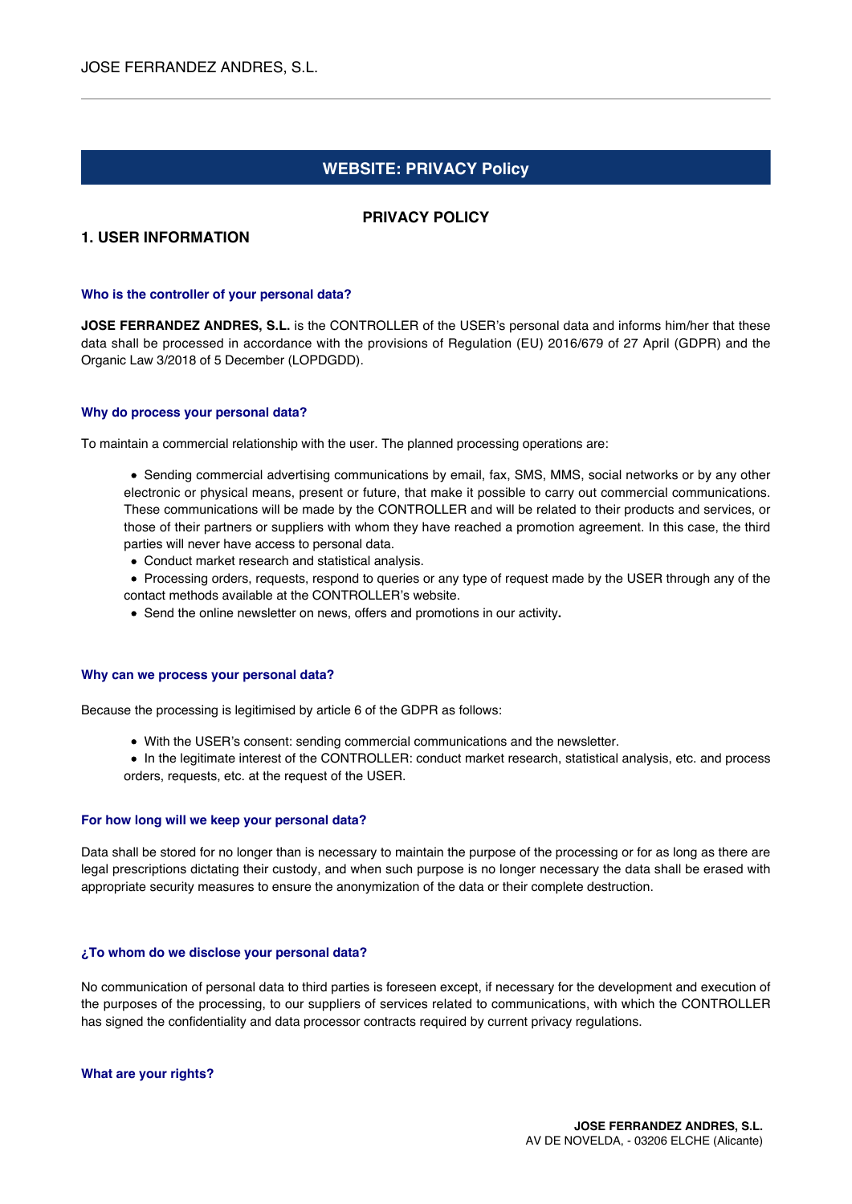## WEBSITE: PRIVACY Policy

### PRIVACY POLICY

### 1. USER INFORMATION

#### Who is the controller of your personal data?

**JOSE FERRANDEZ ANDRES, S.L.** is the CONTROLLER of the USER's personal data and informs him/her that these data shall be processed in accordance with the provisions of Regulation (EU) 2016/679 of 27 April (GDPR) and the Organic Law 3/2018 of 5 December (LOPDGDD).

#### Why do process your personal data?

To maintain a commercial relationship with the user. The planned processing operations are:

- Sending commercial advertising communications by email, fax, SMS, MMS, social networks or by any other electronic or physical means, present or future, that make it possible to carry out commercial communications. These communications will be made by the CONTROLLER and will be related to their products and services, or those of their partners or suppliers with whom they have reached a promotion agreement. In this case, the third parties will never have access to personal data.
- Conduct market research and statistical analysis.
- Processing orders, requests, respond to queries or any type of request made by the USER through any of the contact methods available at the CONTROLLER's website.
- Send the online newsletter on news, offers and promotions in our activity.

#### Why can we process your personal data?

Because the processing is legitimised by article 6 of the GDPR as follows:

- With the USER's consent: sending commercial communications and the newsletter.
- In the legitimate interest of the CONTROLLER: conduct market research, statistical analysis, etc. and process orders, requests, etc. at the request of the USER.

#### For how long will we keep your personal data?

Data shall be stored for no longer than is necessary to maintain the purpose of the processing or for as long as there are legal prescriptions dictating their custody, and when such purpose is no longer necessary the data shall be erased with appropriate security measures to ensure the anonymization of the data or their complete destruction.

#### ¿To whom do we disclose your personal data?

No communication of personal data to third parties is foreseen except, if necessary for the development and execution of the purposes of the processing, to our suppliers of services related to communications, with which the CONTROLLER has signed the confidentiality and data processor contracts required by current privacy regulations.

#### What are your rights?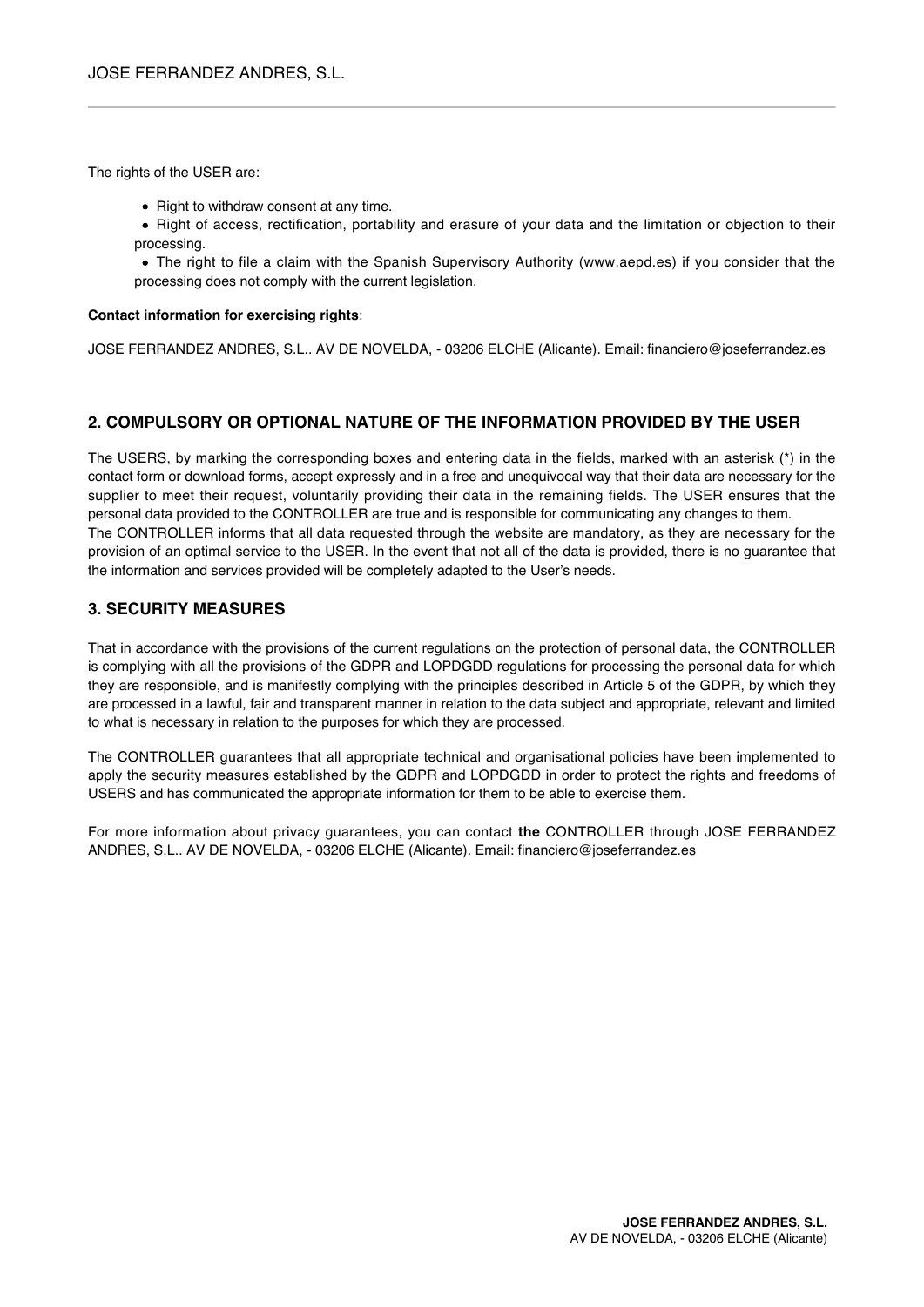The rights of the USER are:

- Right to withdraw consent at any time.
- Right of access, rectification, portability and erasure of your data and the limitation or objection to their processing.
- The right to file a claim with the Spanish Supervisory Authority (www.aepd.es) if you consider that the processing does not comply with the current legislation.

**Contact information for exercising rights**:

JOSE FERRANDEZ ANDRES, S.L.. AV DE NOVELDA, - 03206 ELCHE (Alicante). Email: financiero@joseferrandez.es

## 2. COMPULSORY OR OPTIONAL NATURE OF THE INFORMATION PROVIDED BY THE USER

The USERS, by marking the corresponding boxes and entering data in the fields, marked with an asterisk (*) in the contact form or download forms, accept expressly and in a free and unequivocal way that their data are necessary for the supplier to meet their request, voluntarily providing their data in the remaining fields. The USER ensures that the personal data provided to the CONTROLLER are true and is responsible for communicating any changes to them.
The CONTROLLER informs that all data requested through the website are mandatory, as they are necessary for the provision of an optimal service to the USER. In the event that not all of the data is provided, there is no guarantee that the information and services provided will be completely adapted to the User's needs.

## 3. SECURITY MEASURES

That in accordance with the provisions of the current regulations on the protection of personal data, the CONTROLLER is complying with all the provisions of the GDPR and LOPDGDD regulations for processing the personal data for which they are responsible, and is manifestly complying with the principles described in Article 5 of the GDPR, by which they are processed in a lawful, fair and transparent manner in relation to the data subject and appropriate, relevant and limited to what is necessary in relation to the purposes for which they are processed.

The CONTROLLER guarantees that all appropriate technical and organisational policies have been implemented to apply the security measures established by the GDPR and LOPDGDD in order to protect the rights and freedoms of USERS and has communicated the appropriate information for them to be able to exercise them.

For more information about privacy guarantees, you can contact **the** CONTROLLER through JOSE FERRANDEZ ANDRES, S.L.. AV DE NOVELDA, - 03206 ELCHE (Alicante). Email: financiero@joseferrandez.es